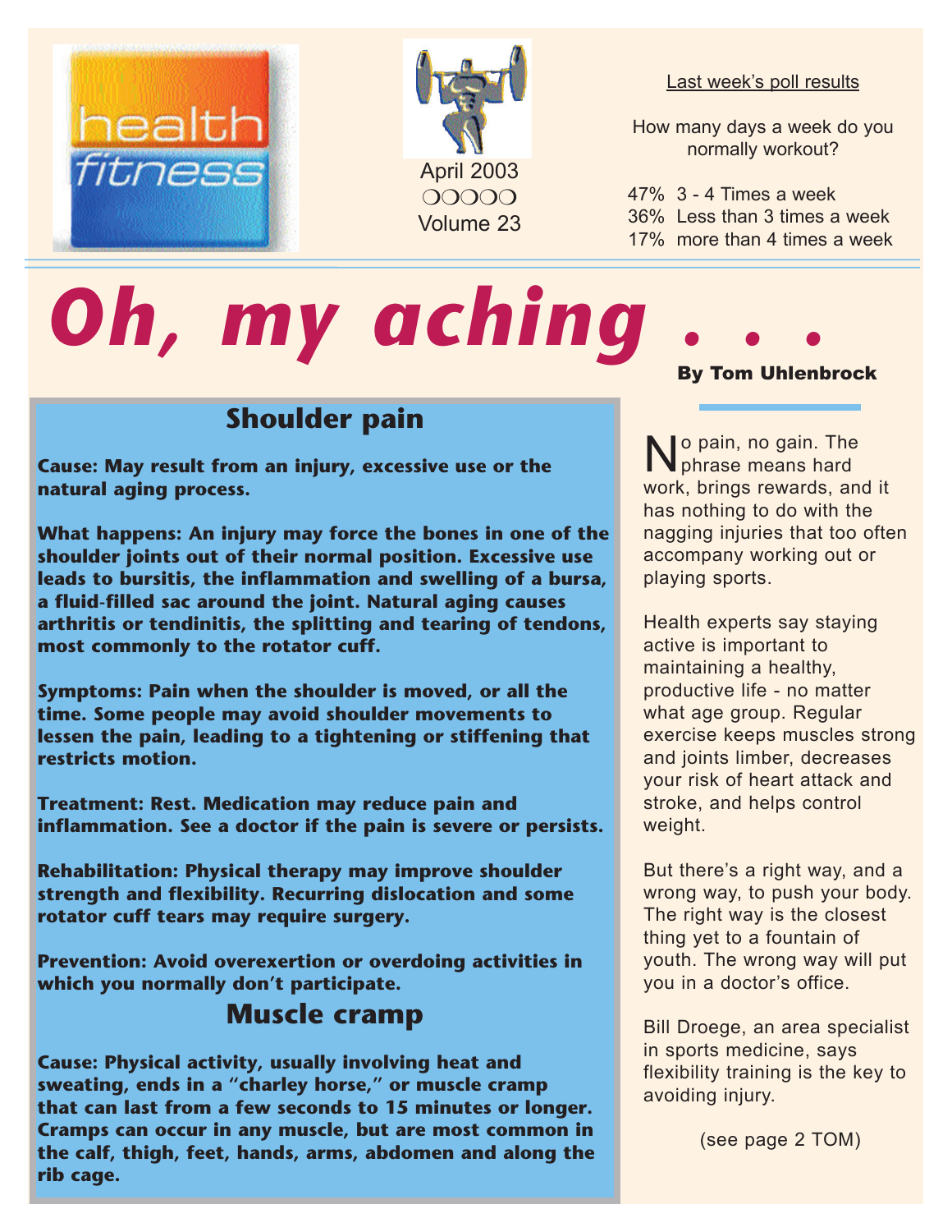health fitness

April 2003
❍❍❍❍❍
Volume 23

Last week's poll results

How many days a week do you normally workout?

47% 3 - 4 Times a week
36% Less than 3 times a week
17% more than 4 times a week

# Oh, my aching . . .

**By Tom Uhlenbrock**

No pain, no gain. The phrase means hard work, brings rewards, and it has nothing to do with the nagging injuries that too often accompany working out or playing sports.

Health experts say staying active is important to maintaining a healthy, productive life - no matter what age group. Regular exercise keeps muscles strong and joints limber, decreases your risk of heart attack and stroke, and helps control weight.

But there's a right way, and a wrong way, to push your body. The right way is the closest thing yet to a fountain of youth. The wrong way will put you in a doctor's office.

Bill Droege, an area specialist in sports medicine, says flexibility training is the key to avoiding injury.

(see page 2 TOM)

## Shoulder pain

**Cause: May result from an injury, excessive use or the natural aging process.**

**What happens: An injury may force the bones in one of the shoulder joints out of their normal position. Excessive use leads to bursitis, the inflammation and swelling of a bursa, a fluid-filled sac around the joint. Natural aging causes arthritis or tendinitis, the splitting and tearing of tendons, most commonly to the rotator cuff.**

**Symptoms: Pain when the shoulder is moved, or all the time. Some people may avoid shoulder movements to lessen the pain, leading to a tightening or stiffening that restricts motion.**

**Treatment: Rest. Medication may reduce pain and inflammation. See a doctor if the pain is severe or persists.**

**Rehabilitation: Physical therapy may improve shoulder strength and flexibility. Recurring dislocation and some rotator cuff tears may require surgery.**

**Prevention: Avoid overexertion or overdoing activities in which you normally don't participate.**

## Muscle cramp

**Cause: Physical activity, usually involving heat and sweating, ends in a "charley horse," or muscle cramp that can last from a few seconds to 15 minutes or longer. Cramps can occur in any muscle, but are most common in the calf, thigh, feet, hands, arms, abdomen and along the rib cage.**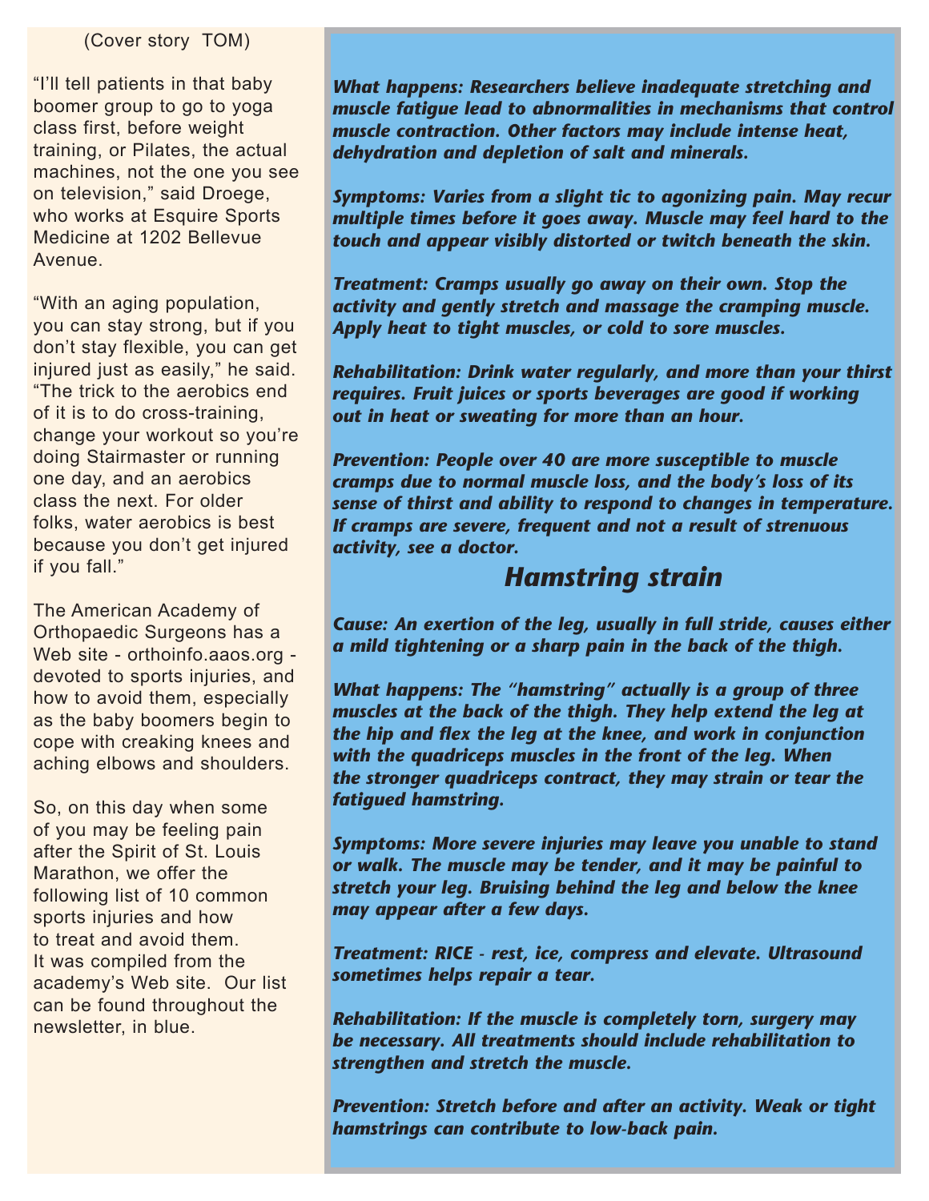(Cover story TOM)

"I'll tell patients in that baby boomer group to go to yoga class first, before weight training, or Pilates, the actual machines, not the one you see on television," said Droege, who works at Esquire Sports Medicine at 1202 Bellevue Avenue.

"With an aging population, you can stay strong, but if you don't stay flexible, you can get injured just as easily," he said. "The trick to the aerobics end of it is to do cross-training, change your workout so you're doing Stairmaster or running one day, and an aerobics class the next. For older folks, water aerobics is best because you don't get injured if you fall."

The American Academy of Orthopaedic Surgeons has a Web site - orthoinfo.aaos.org - devoted to sports injuries, and how to avoid them, especially as the baby boomers begin to cope with creaking knees and aching elbows and shoulders.

So, on this day when some of you may be feeling pain after the Spirit of St. Louis Marathon, we offer the following list of 10 common sports injuries and how to treat and avoid them. It was compiled from the academy's Web site. Our list can be found throughout the newsletter, in blue.

***What happens: Researchers believe inadequate stretching and muscle fatigue lead to abnormalities in mechanisms that control muscle contraction. Other factors may include intense heat, dehydration and depletion of salt and minerals.***

***Symptoms: Varies from a slight tic to agonizing pain. May recur multiple times before it goes away. Muscle may feel hard to the touch and appear visibly distorted or twitch beneath the skin.***

***Treatment: Cramps usually go away on their own. Stop the activity and gently stretch and massage the cramping muscle. Apply heat to tight muscles, or cold to sore muscles.***

***Rehabilitation: Drink water regularly, and more than your thirst requires. Fruit juices or sports beverages are good if working out in heat or sweating for more than an hour.***

***Prevention: People over 40 are more susceptible to muscle cramps due to normal muscle loss, and the body's loss of its sense of thirst and ability to respond to changes in temperature. If cramps are severe, frequent and not a result of strenuous activity, see a doctor.***

## *Hamstring strain*

***Cause: An exertion of the leg, usually in full stride, causes either a mild tightening or a sharp pain in the back of the thigh.***

***What happens: The "hamstring" actually is a group of three muscles at the back of the thigh. They help extend the leg at the hip and flex the leg at the knee, and work in conjunction with the quadriceps muscles in the front of the leg. When the stronger quadriceps contract, they may strain or tear the fatigued hamstring.***

***Symptoms: More severe injuries may leave you unable to stand or walk. The muscle may be tender, and it may be painful to stretch your leg. Bruising behind the leg and below the knee may appear after a few days.***

***Treatment: RICE - rest, ice, compress and elevate. Ultrasound sometimes helps repair a tear.***

***Rehabilitation: If the muscle is completely torn, surgery may be necessary. All treatments should include rehabilitation to strengthen and stretch the muscle.***

***Prevention: Stretch before and after an activity. Weak or tight hamstrings can contribute to low-back pain.***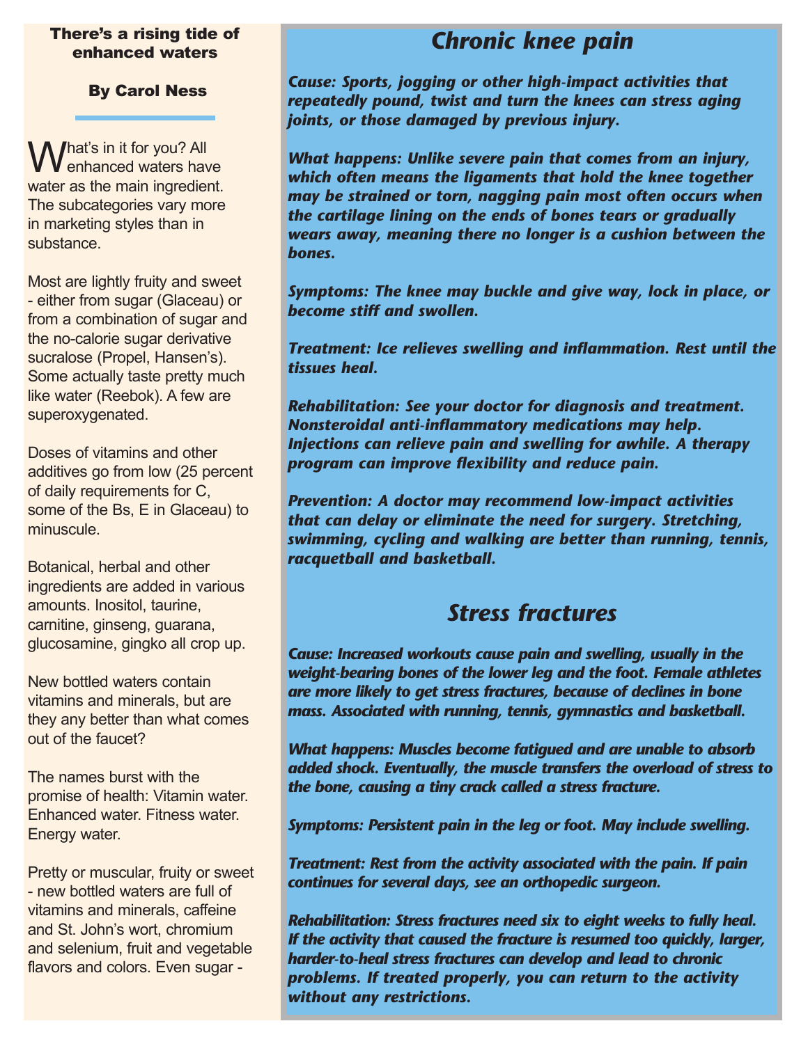**There's a rising tide of enhanced waters**

**By Carol Ness**

What's in it for you? All enhanced waters have water as the main ingredient. The subcategories vary more in marketing styles than in substance.

Most are lightly fruity and sweet - either from sugar (Glaceau) or from a combination of sugar and the no-calorie sugar derivative sucralose (Propel, Hansen's). Some actually taste pretty much like water (Reebok). A few are superoxygenated.

Doses of vitamins and other additives go from low (25 percent of daily requirements for C, some of the Bs, E in Glaceau) to minuscule.

Botanical, herbal and other ingredients are added in various amounts. Inositol, taurine, carnitine, ginseng, guarana, glucosamine, gingko all crop up.

New bottled waters contain vitamins and minerals, but are they any better than what comes out of the faucet?

The names burst with the promise of health: Vitamin water. Enhanced water. Fitness water. Energy water.

Pretty or muscular, fruity or sweet - new bottled waters are full of vitamins and minerals, caffeine and St. John's wort, chromium and selenium, fruit and vegetable flavors and colors. Even sugar -

## *Chronic knee pain*

***Cause:** Sports, jogging or other high-impact activities that repeatedly pound, twist and turn the knees can stress aging joints, or those damaged by previous injury.*

***What happens:** Unlike severe pain that comes from an injury, which often means the ligaments that hold the knee together may be strained or torn, nagging pain most often occurs when the cartilage lining on the ends of bones tears or gradually wears away, meaning there no longer is a cushion between the bones.*

***Symptoms:** The knee may buckle and give way, lock in place, or become stiff and swollen.*

***Treatment:** Ice relieves swelling and inflammation. Rest until the tissues heal.*

***Rehabilitation:** See your doctor for diagnosis and treatment. Nonsteroidal anti-inflammatory medications may help. Injections can relieve pain and swelling for awhile. A therapy program can improve flexibility and reduce pain.*

***Prevention:** A doctor may recommend low-impact activities that can delay or eliminate the need for surgery. Stretching, swimming, cycling and walking are better than running, tennis, racquetball and basketball.*

## *Stress fractures*

***Cause:** Increased workouts cause pain and swelling, usually in the weight-bearing bones of the lower leg and the foot. Female athletes are more likely to get stress fractures, because of declines in bone mass. Associated with running, tennis, gymnastics and basketball.*

***What happens:** Muscles become fatigued and are unable to absorb added shock. Eventually, the muscle transfers the overload of stress to the bone, causing a tiny crack called a stress fracture.*

***Symptoms:** Persistent pain in the leg or foot. May include swelling.*

***Treatment:** Rest from the activity associated with the pain. If pain continues for several days, see an orthopedic surgeon.*

***Rehabilitation:** Stress fractures need six to eight weeks to fully heal. If the activity that caused the fracture is resumed too quickly, larger, harder-to-heal stress fractures can develop and lead to chronic problems. If treated properly, you can return to the activity without any restrictions.*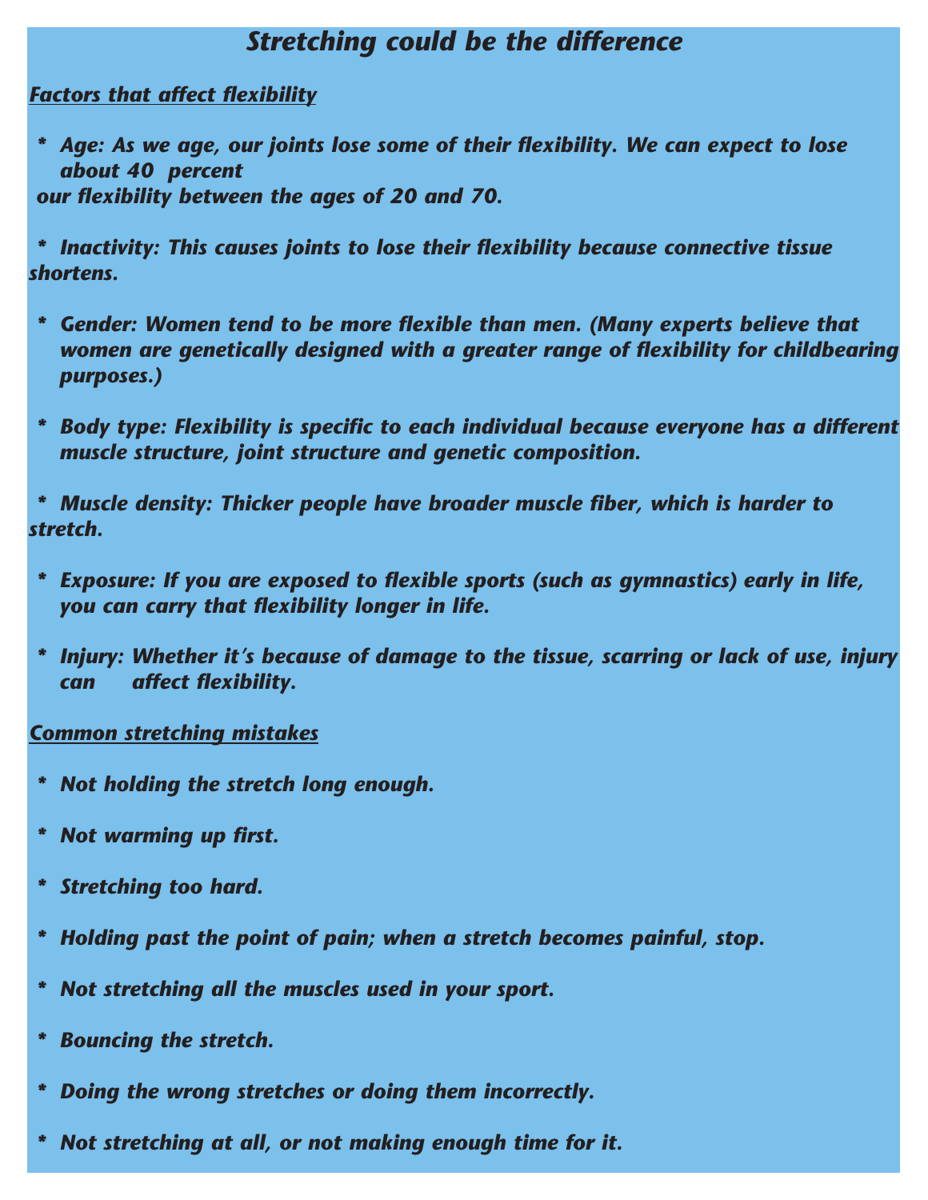# *Stretching could be the difference*

## *Factors that affect flexibility*

- ***Age:** As we age, our joints lose some of their flexibility. We can expect to lose about 40 percent our flexibility between the ages of 20 and 70.*
- ***Inactivity:** This causes joints to lose their flexibility because connective tissue shortens.*
- ***Gender:** Women tend to be more flexible than men. (Many experts believe that women are genetically designed with a greater range of flexibility for childbearing purposes.)*
- ***Body type:** Flexibility is specific to each individual because everyone has a different muscle structure, joint structure and genetic composition.*
- ***Muscle density:** Thicker people have broader muscle fiber, which is harder to stretch.*
- ***Exposure:** If you are exposed to flexible sports (such as gymnastics) early in life, you can carry that flexibility longer in life.*
- ***Injury:** Whether it's because of damage to the tissue, scarring or lack of use, injury can affect flexibility.*

## *Common stretching mistakes*

- *Not holding the stretch long enough.*
- *Not warming up first.*
- *Stretching too hard.*
- *Holding past the point of pain; when a stretch becomes painful, stop.*
- *Not stretching all the muscles used in your sport.*
- *Bouncing the stretch.*
- *Doing the wrong stretches or doing them incorrectly.*
- *Not stretching at all, or not making enough time for it.*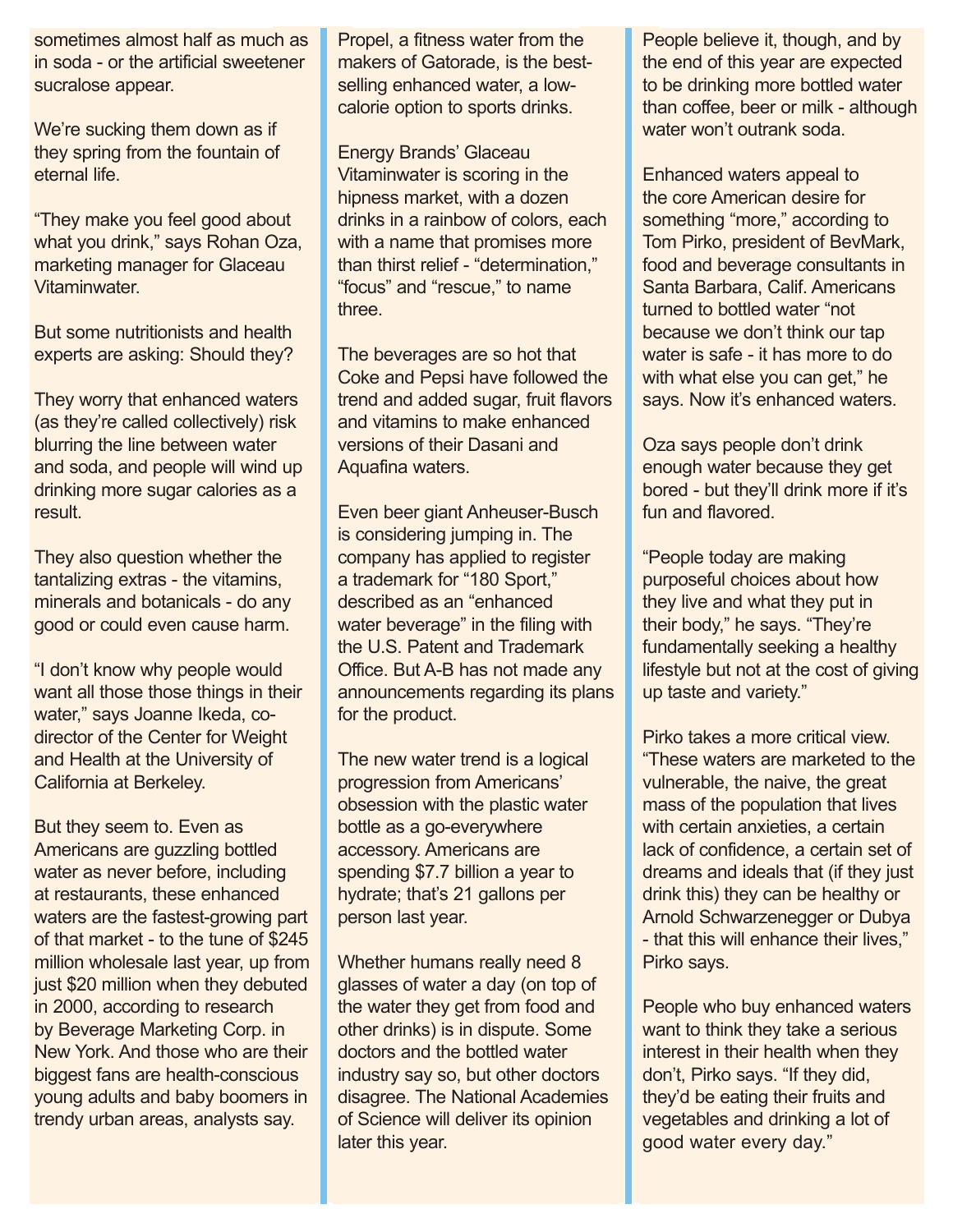sometimes almost half as much as in soda - or the artificial sweetener sucralose appear.

We're sucking them down as if they spring from the fountain of eternal life.

"They make you feel good about what you drink," says Rohan Oza, marketing manager for Glaceau Vitaminwater.

But some nutritionists and health experts are asking: Should they?

They worry that enhanced waters (as they're called collectively) risk blurring the line between water and soda, and people will wind up drinking more sugar calories as a result.

They also question whether the tantalizing extras - the vitamins, minerals and botanicals - do any good or could even cause harm.

"I don't know why people would want all those those things in their water," says Joanne Ikeda, co-director of the Center for Weight and Health at the University of California at Berkeley.

But they seem to. Even as Americans are guzzling bottled water as never before, including at restaurants, these enhanced waters are the fastest-growing part of that market - to the tune of $245 million wholesale last year, up from just $20 million when they debuted in 2000, according to research by Beverage Marketing Corp. in New York. And those who are their biggest fans are health-conscious young adults and baby boomers in trendy urban areas, analysts say.

Propel, a fitness water from the makers of Gatorade, is the best-selling enhanced water, a low-calorie option to sports drinks.

Energy Brands' Glaceau Vitaminwater is scoring in the hipness market, with a dozen drinks in a rainbow of colors, each with a name that promises more than thirst relief - "determination," "focus" and "rescue," to name three.

The beverages are so hot that Coke and Pepsi have followed the trend and added sugar, fruit flavors and vitamins to make enhanced versions of their Dasani and Aquafina waters.

Even beer giant Anheuser-Busch is considering jumping in. The company has applied to register a trademark for "180 Sport," described as an "enhanced water beverage" in the filing with the U.S. Patent and Trademark Office. But A-B has not made any announcements regarding its plans for the product.

The new water trend is a logical progression from Americans' obsession with the plastic water bottle as a go-everywhere accessory. Americans are spending $7.7 billion a year to hydrate; that's 21 gallons per person last year.

Whether humans really need 8 glasses of water a day (on top of the water they get from food and other drinks) is in dispute. Some doctors and the bottled water industry say so, but other doctors disagree. The National Academies of Science will deliver its opinion later this year.

People believe it, though, and by the end of this year are expected to be drinking more bottled water than coffee, beer or milk - although water won't outrank soda.

Enhanced waters appeal to the core American desire for something "more," according to Tom Pirko, president of BevMark, food and beverage consultants in Santa Barbara, Calif. Americans turned to bottled water "not because we don't think our tap water is safe - it has more to do with what else you can get," he says. Now it's enhanced waters.

Oza says people don't drink enough water because they get bored - but they'll drink more if it's fun and flavored.

"People today are making purposeful choices about how they live and what they put in their body," he says. "They're fundamentally seeking a healthy lifestyle but not at the cost of giving up taste and variety."

Pirko takes a more critical view. "These waters are marketed to the vulnerable, the naive, the great mass of the population that lives with certain anxieties, a certain lack of confidence, a certain set of dreams and ideals that (if they just drink this) they can be healthy or Arnold Schwarzenegger or Dubya - that this will enhance their lives," Pirko says.

People who buy enhanced waters want to think they take a serious interest in their health when they don't, Pirko says. "If they did, they'd be eating their fruits and vegetables and drinking a lot of good water every day."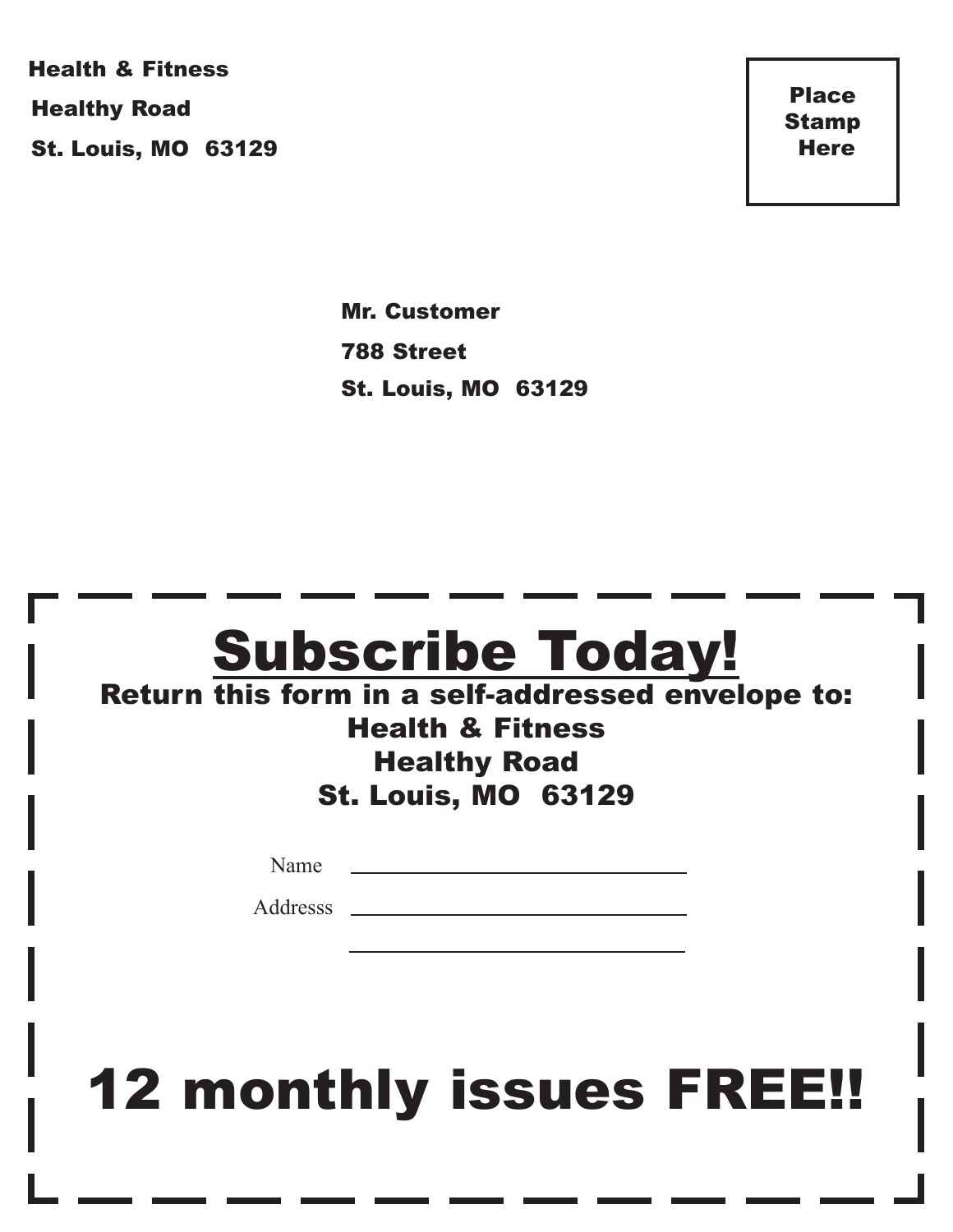**Health & Fitness**
**Healthy Road**
**St. Louis, MO 63129**

**Place Stamp Here**

**Mr. Customer**
**788 Street**
**St. Louis, MO 63129**

# Subscribe Today!

**Return this form in a self-addressed envelope to:**
**Health & Fitness**
**Healthy Road**
**St. Louis, MO 63129**

Name ______________________________

Addresss ______________________________

______________________________

# 12 monthly issues FREE!!